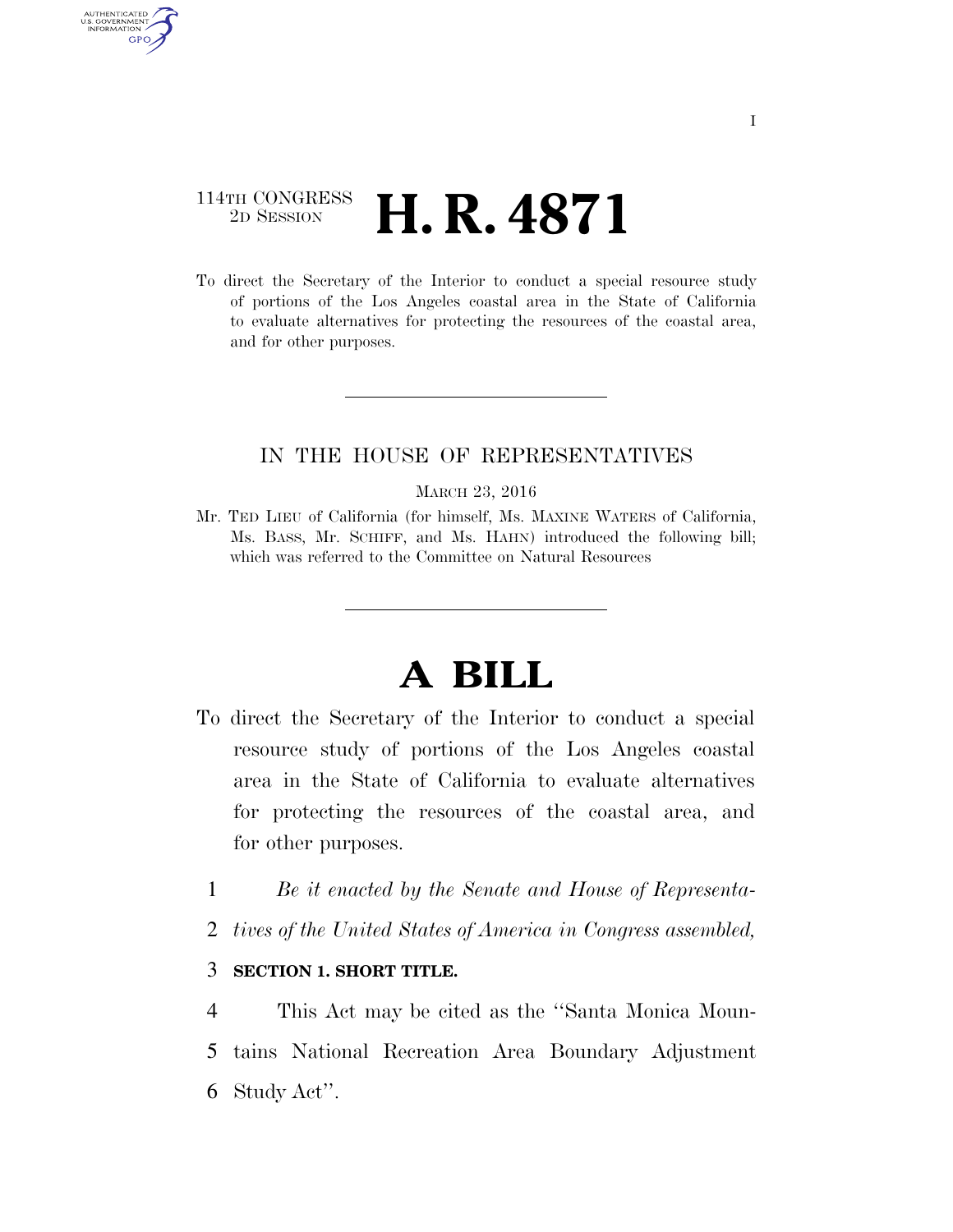114TH CONGRESS
2D SESSION

# H. R. 4871

To direct the Secretary of the Interior to conduct a special resource study of portions of the Los Angeles coastal area in the State of California to evaluate alternatives for protecting the resources of the coastal area, and for other purposes.

IN THE HOUSE OF REPRESENTATIVES

MARCH 23, 2016

Mr. TED LIEU of California (for himself, Ms. MAXINE WATERS of California, Ms. BASS, Mr. SCHIFF, and Ms. HAHN) introduced the following bill; which was referred to the Committee on Natural Resources

# A BILL

To direct the Secretary of the Interior to conduct a special resource study of portions of the Los Angeles coastal area in the State of California to evaluate alternatives for protecting the resources of the coastal area, and for other purposes.

1 *Be it enacted by the Senate and House of Representa-*
2 *tives of the United States of America in Congress assembled,*

3 **SECTION 1. SHORT TITLE.**

4 This Act may be cited as the ''Santa Monica Moun-
5 tains National Recreation Area Boundary Adjustment
6 Study Act''.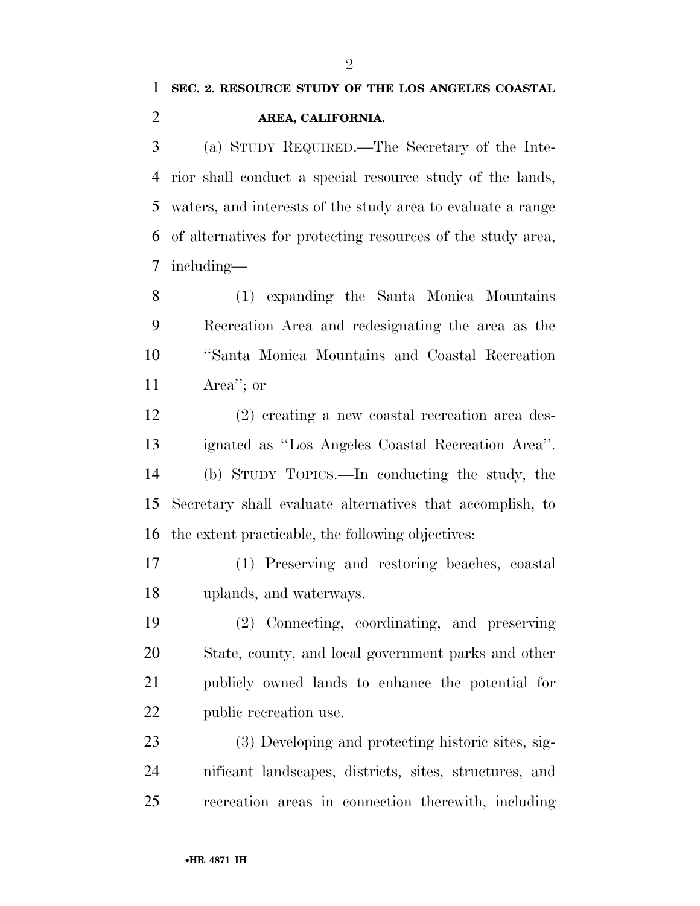## SEC. 2. RESOURCE STUDY OF THE LOS ANGELES COASTAL AREA, CALIFORNIA.

(a) STUDY REQUIRED.—The Secretary of the Interior shall conduct a special resource study of the lands, waters, and interests of the study area to evaluate a range of alternatives for protecting resources of the study area, including—

(1) expanding the Santa Monica Mountains Recreation Area and redesignating the area as the "Santa Monica Mountains and Coastal Recreation Area"; or

(2) creating a new coastal recreation area designated as "Los Angeles Coastal Recreation Area".

(b) STUDY TOPICS.—In conducting the study, the Secretary shall evaluate alternatives that accomplish, to the extent practicable, the following objectives:

(1) Preserving and restoring beaches, coastal uplands, and waterways.

(2) Connecting, coordinating, and preserving State, county, and local government parks and other publicly owned lands to enhance the potential for public recreation use.

(3) Developing and protecting historic sites, significant landscapes, districts, sites, structures, and recreation areas in connection therewith, including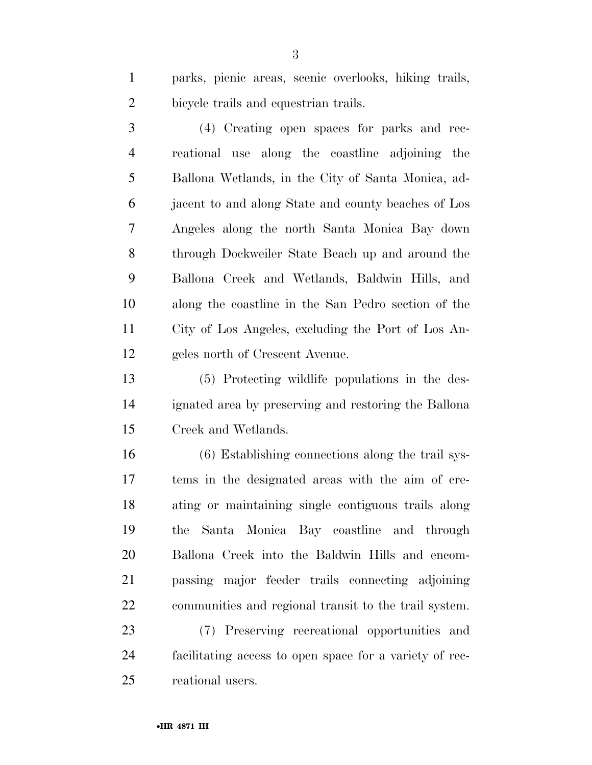parks, picnic areas, scenic overlooks, hiking trails, bicycle trails and equestrian trails.

(4) Creating open spaces for parks and recreational use along the coastline adjoining the Ballona Wetlands, in the City of Santa Monica, adjacent to and along State and county beaches of Los Angeles along the north Santa Monica Bay down through Dockweiler State Beach up and around the Ballona Creek and Wetlands, Baldwin Hills, and along the coastline in the San Pedro section of the City of Los Angeles, excluding the Port of Los Angeles north of Crescent Avenue.

(5) Protecting wildlife populations in the designated area by preserving and restoring the Ballona Creek and Wetlands.

(6) Establishing connections along the trail systems in the designated areas with the aim of creating or maintaining single contiguous trails along the Santa Monica Bay coastline and through Ballona Creek into the Baldwin Hills and encompassing major feeder trails connecting adjoining communities and regional transit to the trail system.

(7) Preserving recreational opportunities and facilitating access to open space for a variety of recreational users.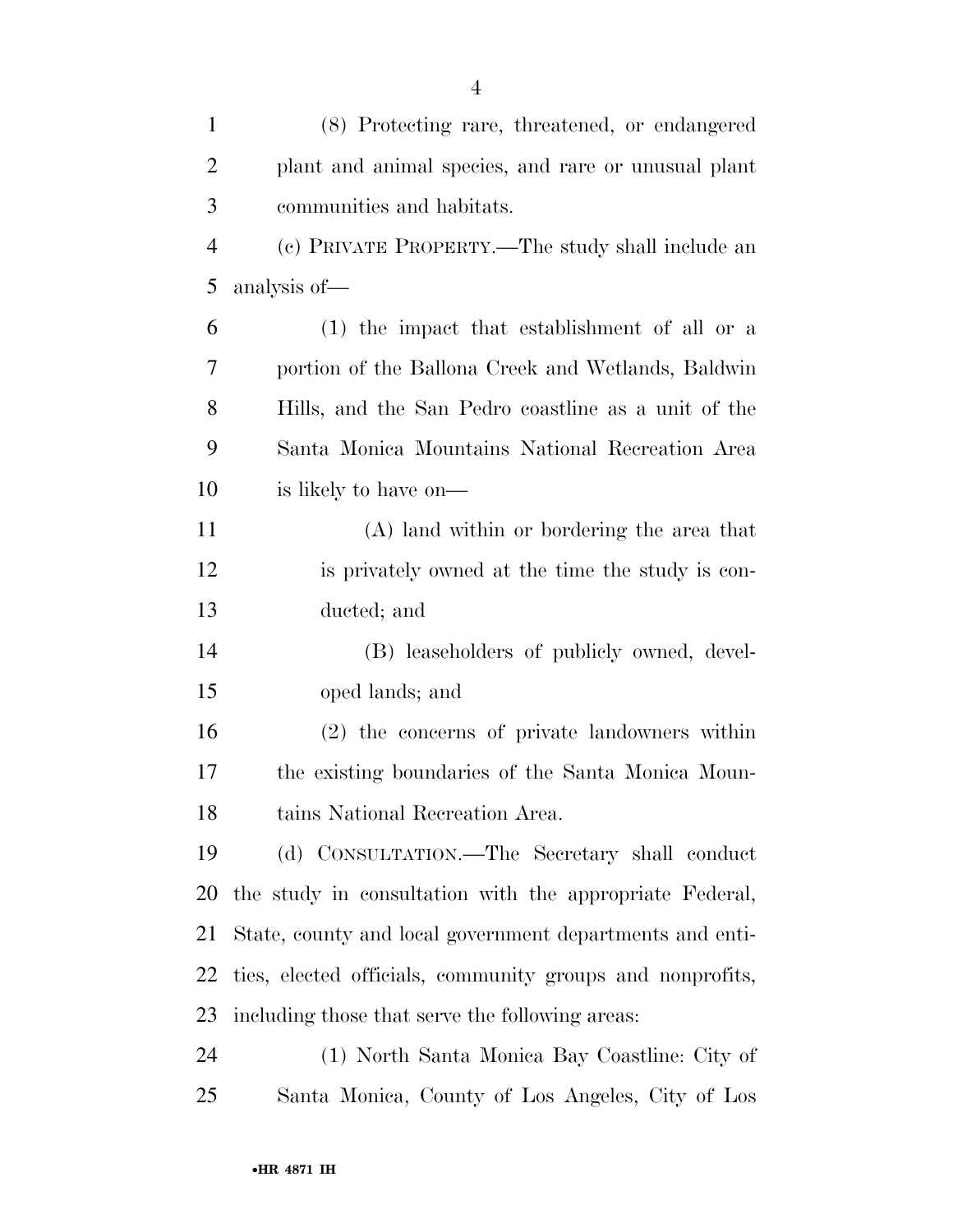(8) Protecting rare, threatened, or endangered plant and animal species, and rare or unusual plant communities and habitats.

(c) PRIVATE PROPERTY.—The study shall include an analysis of—

(1) the impact that establishment of all or a portion of the Ballona Creek and Wetlands, Baldwin Hills, and the San Pedro coastline as a unit of the Santa Monica Mountains National Recreation Area is likely to have on—

(A) land within or bordering the area that is privately owned at the time the study is conducted; and

(B) leaseholders of publicly owned, developed lands; and

(2) the concerns of private landowners within the existing boundaries of the Santa Monica Mountains National Recreation Area.

(d) CONSULTATION.—The Secretary shall conduct the study in consultation with the appropriate Federal, State, county and local government departments and entities, elected officials, community groups and nonprofits, including those that serve the following areas:

(1) North Santa Monica Bay Coastline: City of Santa Monica, County of Los Angeles, City of Los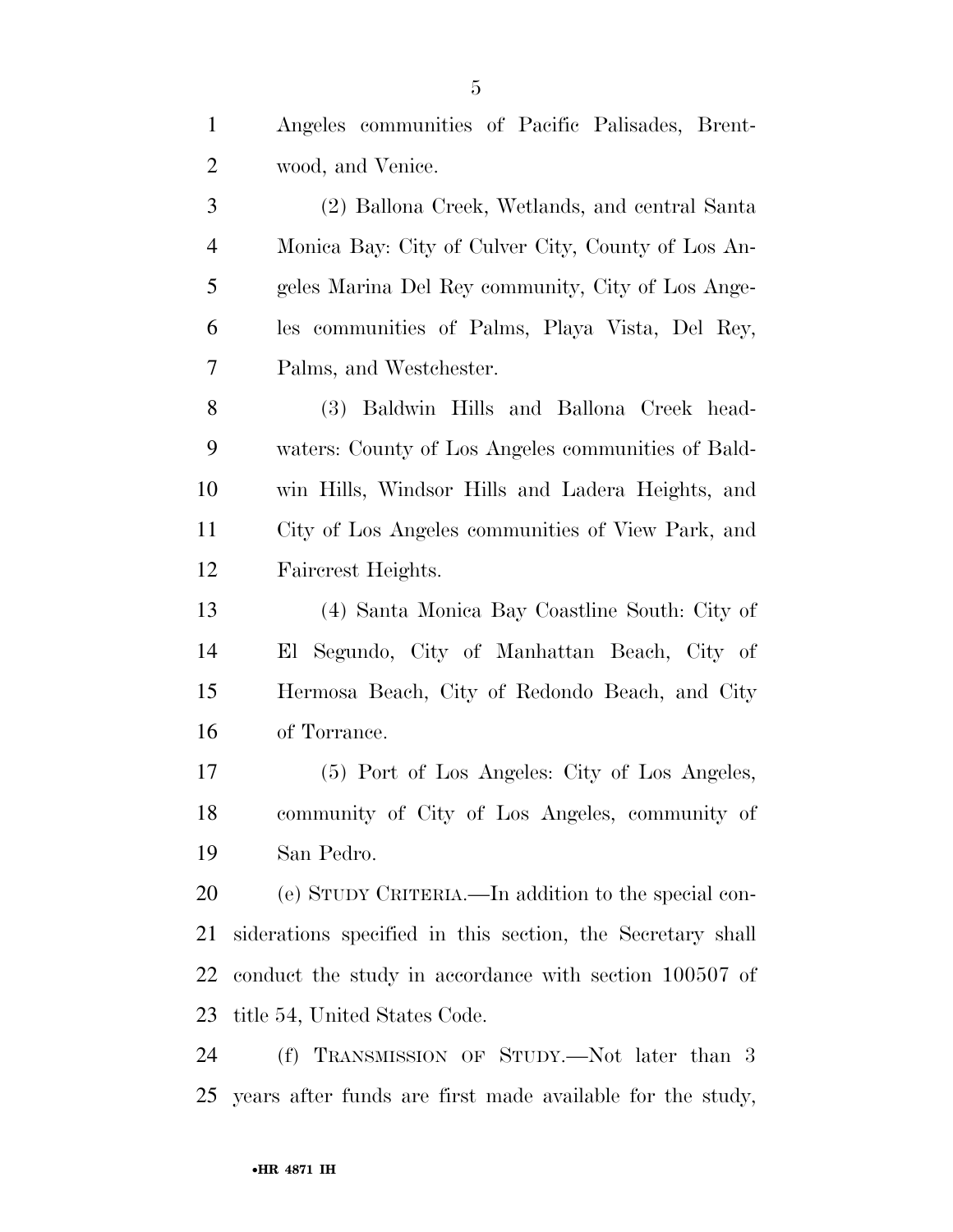Angeles communities of Pacific Palisades, Brentwood, and Venice.

(2) Ballona Creek, Wetlands, and central Santa Monica Bay: City of Culver City, County of Los Angeles Marina Del Rey community, City of Los Angeles communities of Palms, Playa Vista, Del Rey, Palms, and Westchester.

(3) Baldwin Hills and Ballona Creek headwaters: County of Los Angeles communities of Baldwin Hills, Windsor Hills and Ladera Heights, and City of Los Angeles communities of View Park, and Faircrest Heights.

(4) Santa Monica Bay Coastline South: City of El Segundo, City of Manhattan Beach, City of Hermosa Beach, City of Redondo Beach, and City of Torrance.

(5) Port of Los Angeles: City of Los Angeles, community of City of Los Angeles, community of San Pedro.

(e) STUDY CRITERIA.—In addition to the special considerations specified in this section, the Secretary shall conduct the study in accordance with section 100507 of title 54, United States Code.

(f) TRANSMISSION OF STUDY.—Not later than 3 years after funds are first made available for the study,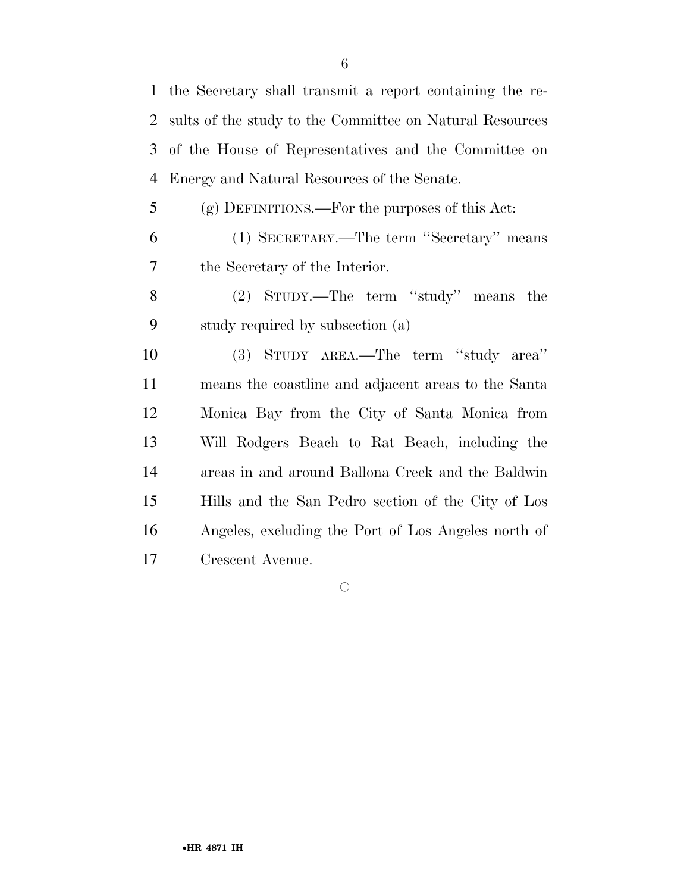the Secretary shall transmit a report containing the results of the study to the Committee on Natural Resources of the House of Representatives and the Committee on Energy and Natural Resources of the Senate.

(g) DEFINITIONS.—For the purposes of this Act:

(1) SECRETARY.—The term ''Secretary'' means the Secretary of the Interior.

(2) STUDY.—The term ''study'' means the study required by subsection (a)

(3) STUDY AREA.—The term ''study area'' means the coastline and adjacent areas to the Santa Monica Bay from the City of Santa Monica from Will Rodgers Beach to Rat Beach, including the areas in and around Ballona Creek and the Baldwin Hills and the San Pedro section of the City of Los Angeles, excluding the Port of Los Angeles north of Crescent Avenue.

○